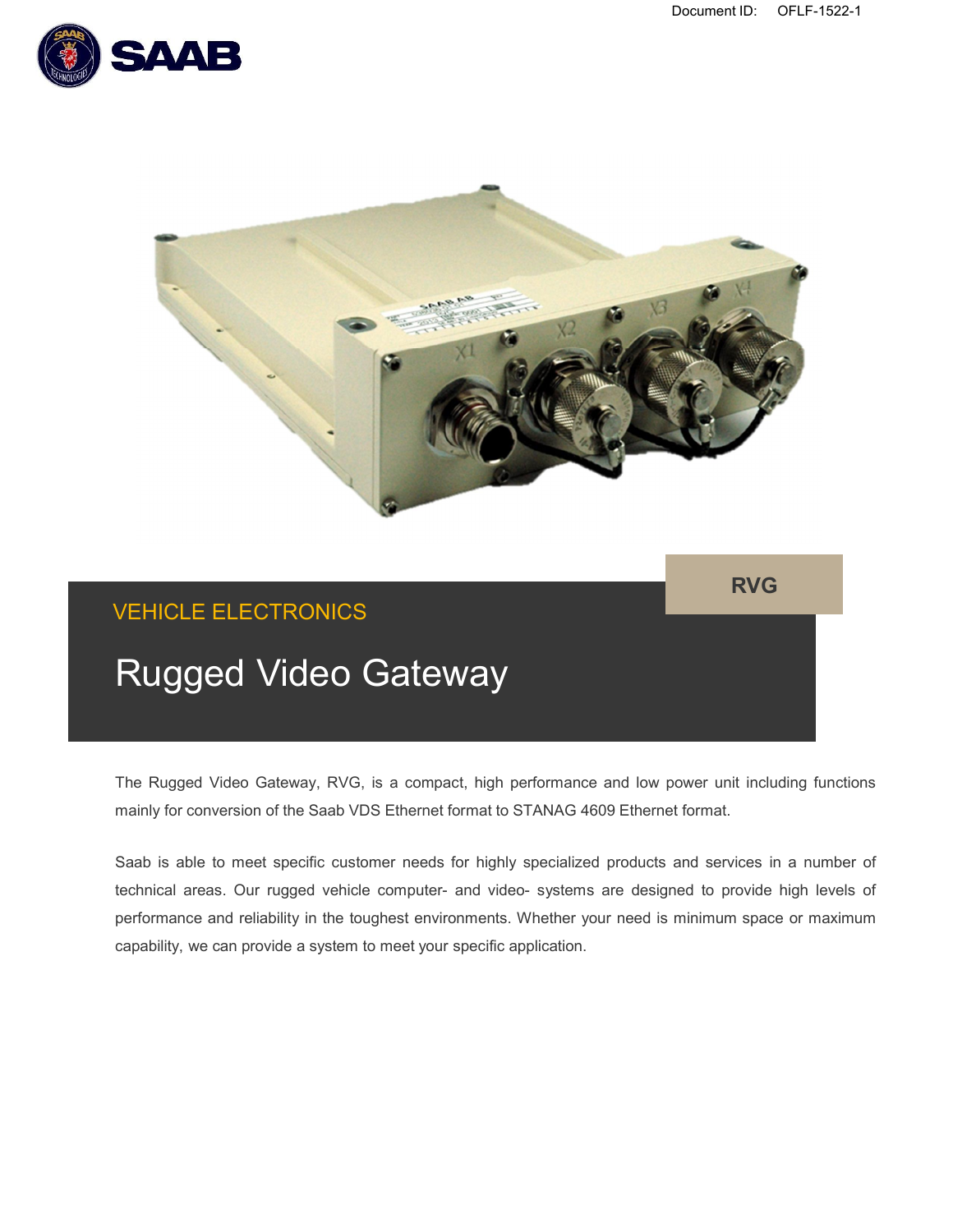Document ID: OFLF-1522-1

SAAB

RVG

VEHICLE ELECTRONICS

# Rugged Video Gateway

The Rugged Video Gateway, RVG, is a compact, high performance and low power unit including functions mainly for conversion of the Saab VDS Ethernet format to STANAG 4609 Ethernet format.

Saab is able to meet specific customer needs for highly specialized products and services in a number of technical areas. Our rugged vehicle computer- and video- systems are designed to provide high levels of performance and reliability in the toughest environments. Whether your need is minimum space or maximum capability, we can provide a system to meet your specific application.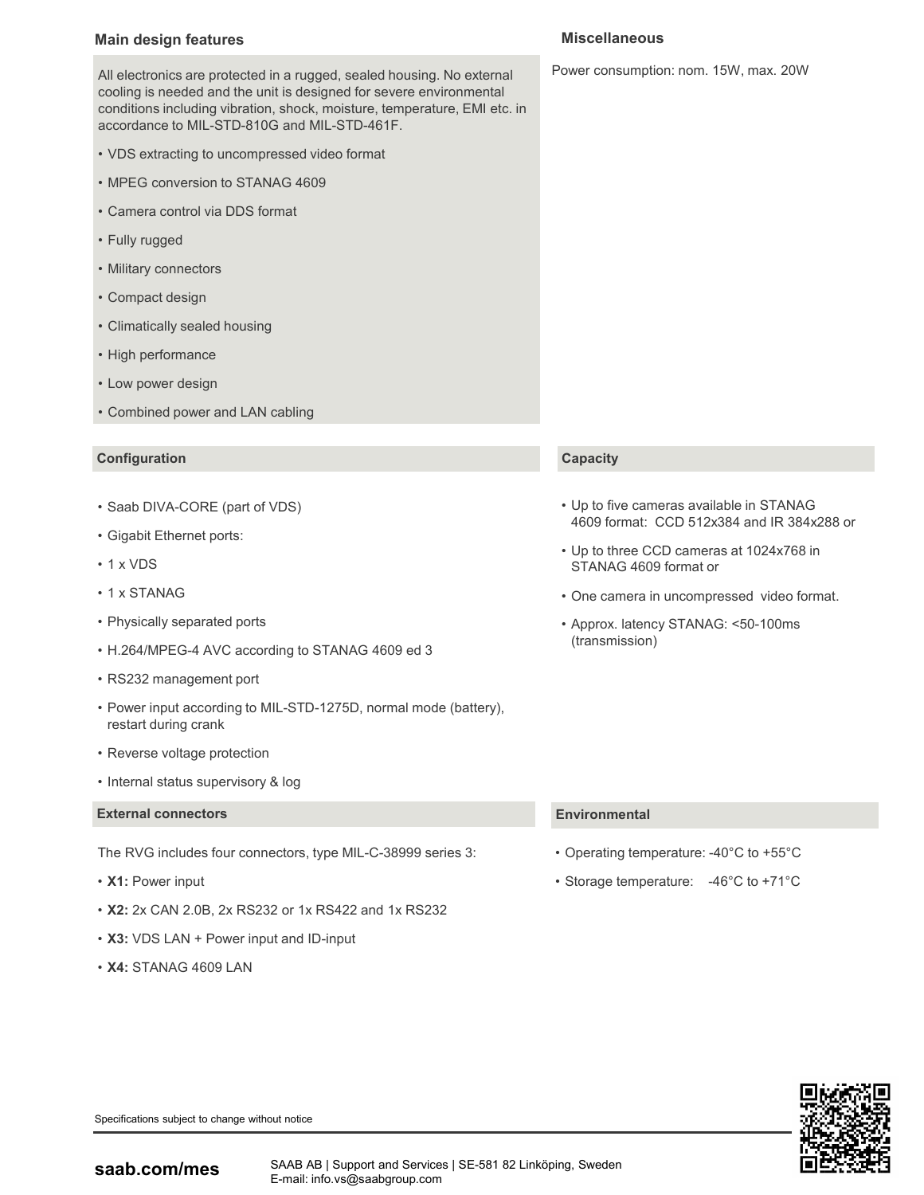## Main design features

All electronics are protected in a rugged, sealed housing. No external cooling is needed and the unit is designed for severe environmental conditions including vibration, shock, moisture, temperature, EMI etc. in accordance to MIL-STD-810G and MIL-STD-461F.

- VDS extracting to uncompressed video format
- MPEG conversion to STANAG 4609
- Camera control via DDS format
- Fully rugged
- Military connectors
- Compact design
- Climatically sealed housing
- High performance
- Low power design
- Combined power and LAN cabling

## Configuration

- Saab DIVA-CORE (part of VDS)
- Gigabit Ethernet ports:
- 1 x VDS
- 1 x STANAG
- Physically separated ports
- H.264/MPEG-4 AVC according to STANAG 4609 ed 3
- RS232 management port
- Power input according to MIL-STD-1275D, normal mode (battery), restart during crank
- Reverse voltage protection
- Internal status supervisory & log

## External connectors

The RVG includes four connectors, type MIL-C-38999 series 3:

- **X1:** Power input
- **X2:** 2x CAN 2.0B, 2x RS232 or 1x RS422 and 1x RS232
- **X3:** VDS LAN + Power input and ID-input
- **X4:** STANAG 4609 LAN

## Miscellaneous

Power consumption: nom. 15W, max. 20W

## Capacity

- Up to five cameras available in STANAG 4609 format: CCD 512x384 and IR 384x288 or
- Up to three CCD cameras at 1024x768 in STANAG 4609 format or
- One camera in uncompressed video format.
- Approx. latency STANAG: <50-100ms (transmission)

## Environmental

- Operating temperature: -40°C to +55°C
- Storage temperature: -46°C to +71°C

Specifications subject to change without notice

**saab.com/mes**

SAAB AB | Support and Services | SE-581 82 Linköping, Sweden
E-mail: info.vs@saabgroup.com